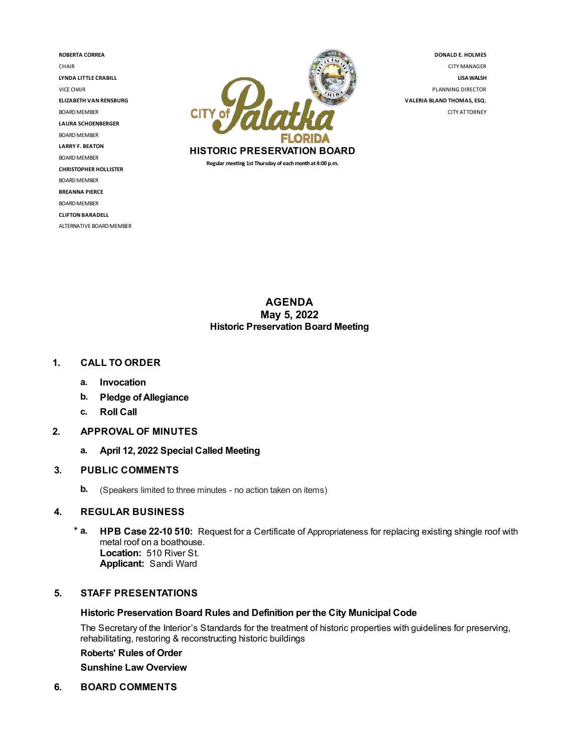**ROBERTA CORREA**
CHAIR
**LYNDA LITTLE CRABILL**
VICE CHAIR
**ELIZABETH VAN RENSBURG**
BOARD MEMBER
**LAURA SCHOENBERGER**
BOARD MEMBER
**LARRY F. BEATON**
BOARD MEMBER
**CHRISTOPHER HOLLISTER**
BOARD MEMBER
**BREANNA PIERCE**
BOARD MEMBER
**CLIFTON BARADELL**
ALTERNATIVE BOARD MEMBER

CITY of Palatka FLORIDA

**HISTORIC PRESERVATION BOARD**

**Regular meeting 1st Thursday of each month at 4:00 p.m.**

**DONALD E. HOLMES**
CITY MANAGER
**LISA WALSH**
PLANNING DIRECTOR
**VALERIA BLAND THOMAS, ESQ.**
CITY ATTORNEY

# AGENDA
## May 5, 2022
## Historic Preservation Board Meeting

**1. CALL TO ORDER**

- **a. Invocation**
- **b. Pledge of Allegiance**
- **c. Roll Call**

**2. APPROVAL OF MINUTES**

- **a. April 12, 2022 Special Called Meeting**

**3. PUBLIC COMMENTS**

- **b.** (Speakers limited to three minutes - no action taken on items)

**4. REGULAR BUSINESS**

- **\* a. HPB Case 22-10 510:** Request for a Certificate of Appropriateness for replacing existing shingle roof with metal roof on a boathouse.
  **Location:** 510 River St.
  **Applicant:** Sandi Ward

**5. STAFF PRESENTATIONS**

**Historic Preservation Board Rules and Definition per the City Municipal Code**

The Secretary of the Interior's Standards for the treatment of historic properties with guidelines for preserving, rehabilitating, restoring & reconstructing historic buildings

**Roberts' Rules of Order**

**Sunshine Law Overview**

**6. BOARD COMMENTS**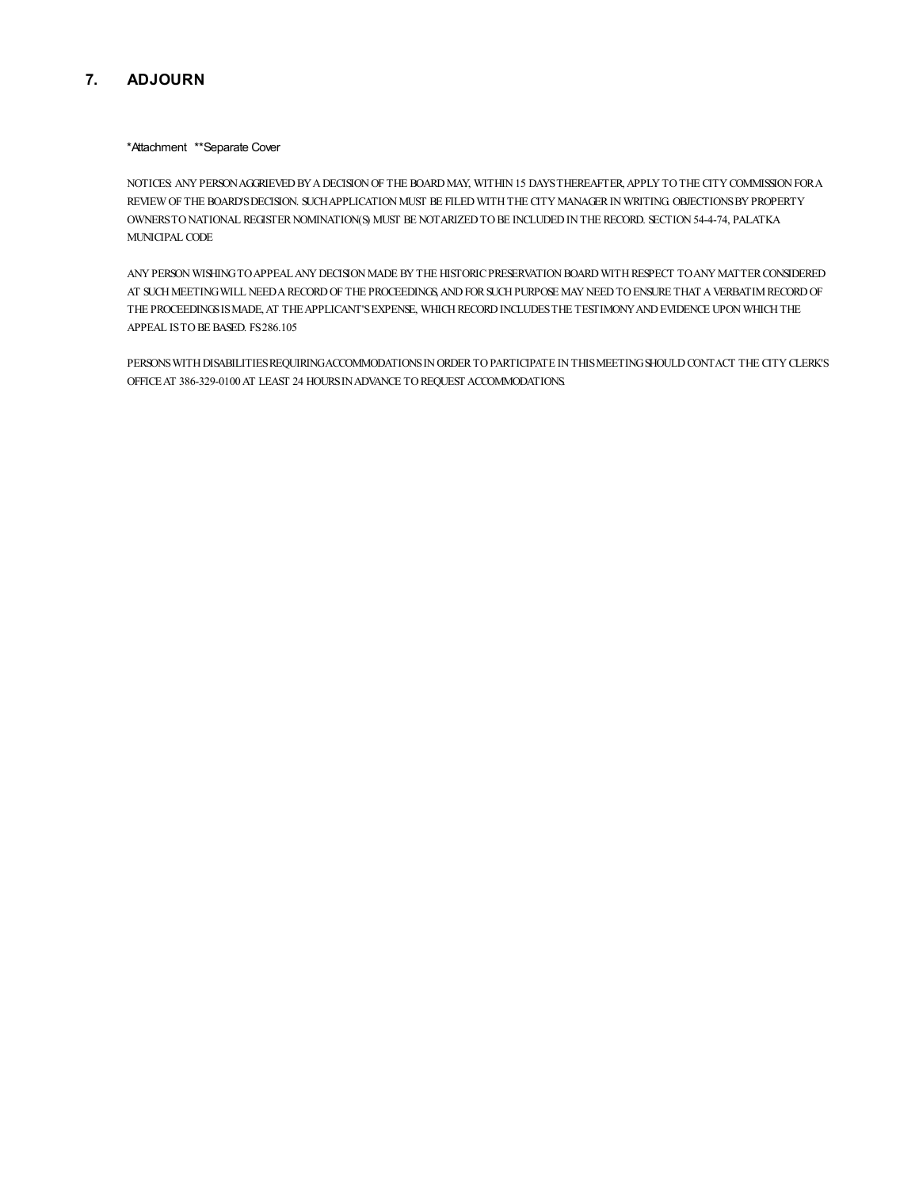## 7. ADJOURN

*Attachment **Separate Cover

NOTICES: ANY PERSON AGGRIEVED BY A DECISION OF THE BOARD MAY, WITHIN 15 DAYS THEREAFTER, APPLY TO THE CITY COMMISSION FOR A REVIEW OF THE BOARD'S DECISION. SUCH APPLICATION MUST BE FILED WITH THE CITY MANAGER IN WRITING. OBJECTIONS BY PROPERTY OWNERS TO NATIONAL REGISTER NOMINATION(S) MUST BE NOTARIZED TO BE INCLUDED IN THE RECORD. SECTION 54-4-74, PALATKA MUNICIPAL CODE

ANY PERSON WISHING TO APPEAL ANY DECISION MADE BY THE HISTORIC PRESERVATION BOARD WITH RESPECT TO ANY MATTER CONSIDERED AT SUCH MEETING WILL NEED A RECORD OF THE PROCEEDINGS, AND FOR SUCH PURPOSE MAY NEED TO ENSURE THAT A VERBATIM RECORD OF THE PROCEEDINGS IS MADE, AT THE APPLICANT'S EXPENSE, WHICH RECORD INCLUDES THE TESTIMONY AND EVIDENCE UPON WHICH THE APPEAL IS TO BE BASED. FS 286.105

PERSONS WITH DISABILITIES REQUIRING ACCOMMODATIONS IN ORDER TO PARTICIPATE IN THIS MEETING SHOULD CONTACT THE CITY CLERK'S OFFICE AT 386-329-0100 AT LEAST 24 HOURS IN ADVANCE TO REQUEST ACCOMMODATIONS.